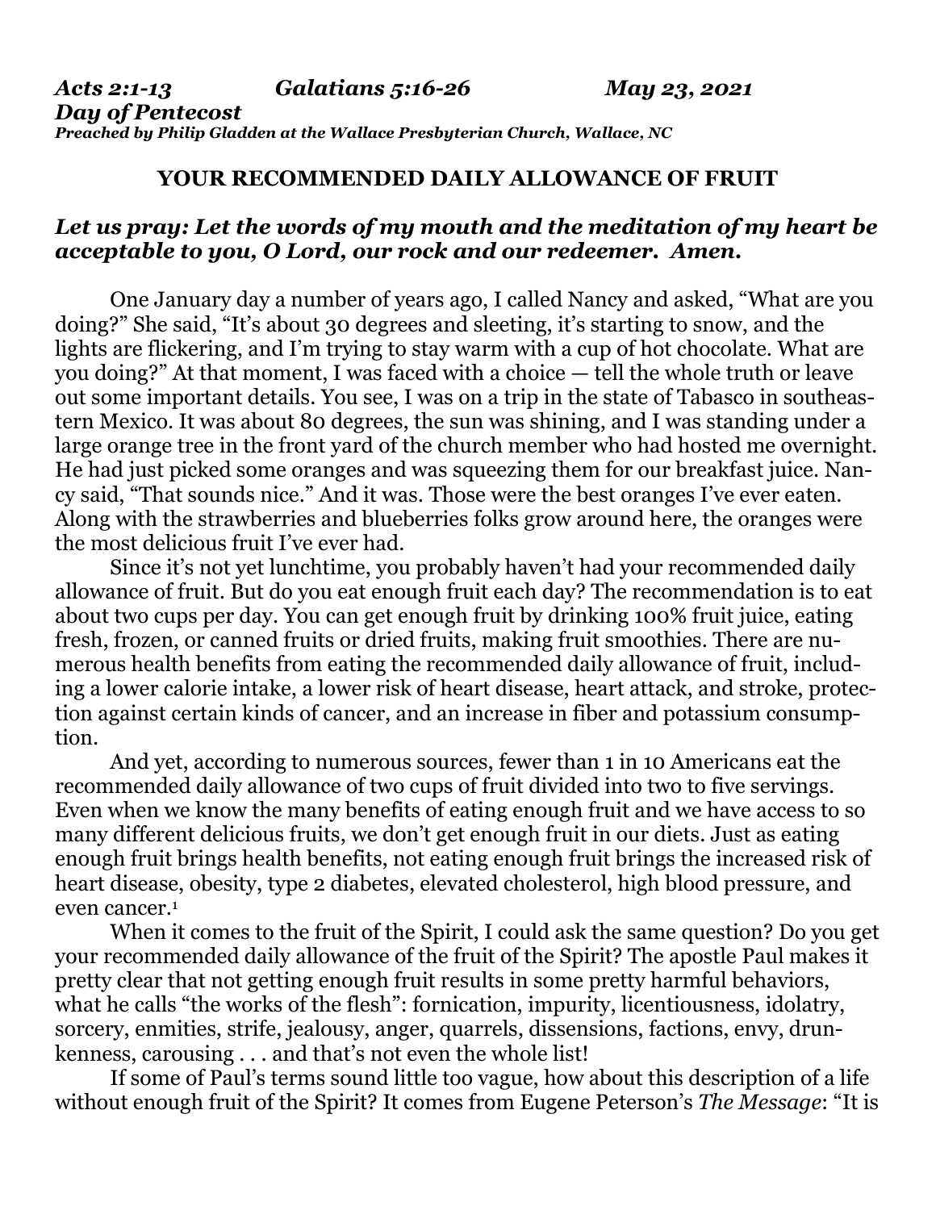***Acts 2:1-13 Galatians 5:16-26 May 23, 2021***
***Day of Pentecost***
***Preached by Philip Gladden at the Wallace Presbyterian Church, Wallace, NC***

## YOUR RECOMMENDED DAILY ALLOWANCE OF FRUIT

***Let us pray: Let the words of my mouth and the meditation of my heart be acceptable to you, O Lord, our rock and our redeemer. Amen.***

One January day a number of years ago, I called Nancy and asked, "What are you doing?" She said, "It's about 30 degrees and sleeting, it's starting to snow, and the lights are flickering, and I'm trying to stay warm with a cup of hot chocolate. What are you doing?" At that moment, I was faced with a choice — tell the whole truth or leave out some important details. You see, I was on a trip in the state of Tabasco in southeastern Mexico. It was about 80 degrees, the sun was shining, and I was standing under a large orange tree in the front yard of the church member who had hosted me overnight. He had just picked some oranges and was squeezing them for our breakfast juice. Nancy said, "That sounds nice." And it was. Those were the best oranges I've ever eaten. Along with the strawberries and blueberries folks grow around here, the oranges were the most delicious fruit I've ever had.

Since it's not yet lunchtime, you probably haven't had your recommended daily allowance of fruit. But do you eat enough fruit each day? The recommendation is to eat about two cups per day. You can get enough fruit by drinking 100% fruit juice, eating fresh, frozen, or canned fruits or dried fruits, making fruit smoothies. There are numerous health benefits from eating the recommended daily allowance of fruit, including a lower calorie intake, a lower risk of heart disease, heart attack, and stroke, protection against certain kinds of cancer, and an increase in fiber and potassium consumption.

And yet, according to numerous sources, fewer than 1 in 10 Americans eat the recommended daily allowance of two cups of fruit divided into two to five servings. Even when we know the many benefits of eating enough fruit and we have access to so many different delicious fruits, we don't get enough fruit in our diets. Just as eating enough fruit brings health benefits, not eating enough fruit brings the increased risk of heart disease, obesity, type 2 diabetes, elevated cholesterol, high blood pressure, and even cancer.[1]

When it comes to the fruit of the Spirit, I could ask the same question? Do you get your recommended daily allowance of the fruit of the Spirit? The apostle Paul makes it pretty clear that not getting enough fruit results in some pretty harmful behaviors, what he calls "the works of the flesh": fornication, impurity, licentiousness, idolatry, sorcery, enmities, strife, jealousy, anger, quarrels, dissensions, factions, envy, drunkenness, carousing . . . and that's not even the whole list!

If some of Paul's terms sound little too vague, how about this description of a life without enough fruit of the Spirit? It comes from Eugene Peterson's *The Message*: "It is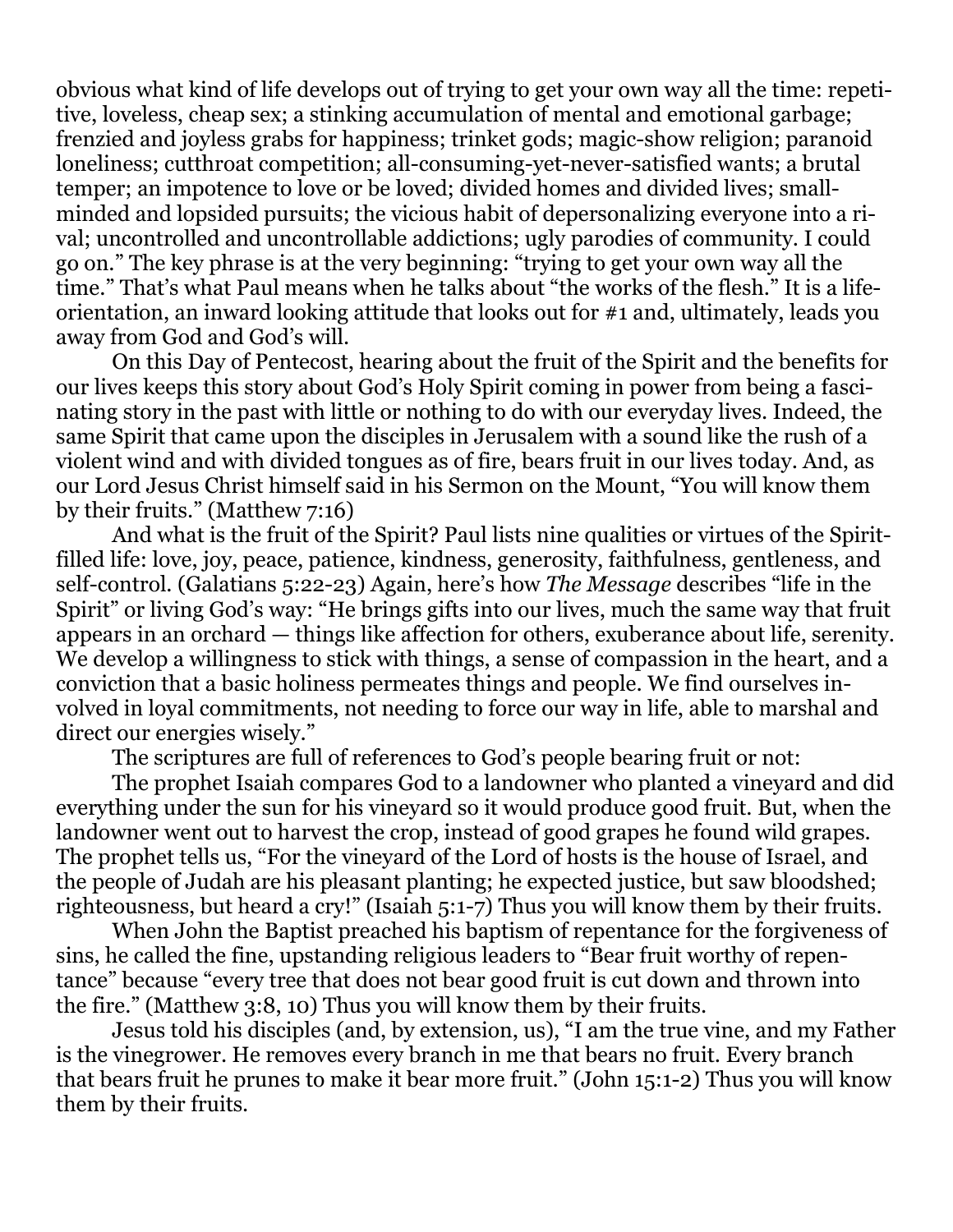obvious what kind of life develops out of trying to get your own way all the time: repetitive, loveless, cheap sex; a stinking accumulation of mental and emotional garbage; frenzied and joyless grabs for happiness; trinket gods; magic-show religion; paranoid loneliness; cutthroat competition; all-consuming-yet-never-satisfied wants; a brutal temper; an impotence to love or be loved; divided homes and divided lives; small-minded and lopsided pursuits; the vicious habit of depersonalizing everyone into a rival; uncontrolled and uncontrollable addictions; ugly parodies of community. I could go on." The key phrase is at the very beginning: "trying to get your own way all the time." That's what Paul means when he talks about "the works of the flesh." It is a life-orientation, an inward looking attitude that looks out for #1 and, ultimately, leads you away from God and God's will.

On this Day of Pentecost, hearing about the fruit of the Spirit and the benefits for our lives keeps this story about God's Holy Spirit coming in power from being a fascinating story in the past with little or nothing to do with our everyday lives. Indeed, the same Spirit that came upon the disciples in Jerusalem with a sound like the rush of a violent wind and with divided tongues as of fire, bears fruit in our lives today. And, as our Lord Jesus Christ himself said in his Sermon on the Mount, "You will know them by their fruits." (Matthew 7:16)

And what is the fruit of the Spirit? Paul lists nine qualities or virtues of the Spirit-filled life: love, joy, peace, patience, kindness, generosity, faithfulness, gentleness, and self-control. (Galatians 5:22-23) Again, here's how *The Message* describes "life in the Spirit" or living God's way: "He brings gifts into our lives, much the same way that fruit appears in an orchard — things like affection for others, exuberance about life, serenity. We develop a willingness to stick with things, a sense of compassion in the heart, and a conviction that a basic holiness permeates things and people. We find ourselves involved in loyal commitments, not needing to force our way in life, able to marshal and direct our energies wisely."

The scriptures are full of references to God's people bearing fruit or not:

The prophet Isaiah compares God to a landowner who planted a vineyard and did everything under the sun for his vineyard so it would produce good fruit. But, when the landowner went out to harvest the crop, instead of good grapes he found wild grapes. The prophet tells us, "For the vineyard of the Lord of hosts is the house of Israel, and the people of Judah are his pleasant planting; he expected justice, but saw bloodshed; righteousness, but heard a cry!" (Isaiah 5:1-7) Thus you will know them by their fruits.

When John the Baptist preached his baptism of repentance for the forgiveness of sins, he called the fine, upstanding religious leaders to "Bear fruit worthy of repentance" because "every tree that does not bear good fruit is cut down and thrown into the fire." (Matthew 3:8, 10) Thus you will know them by their fruits.

Jesus told his disciples (and, by extension, us), "I am the true vine, and my Father is the vinegrower. He removes every branch in me that bears no fruit. Every branch that bears fruit he prunes to make it bear more fruit." (John 15:1-2) Thus you will know them by their fruits.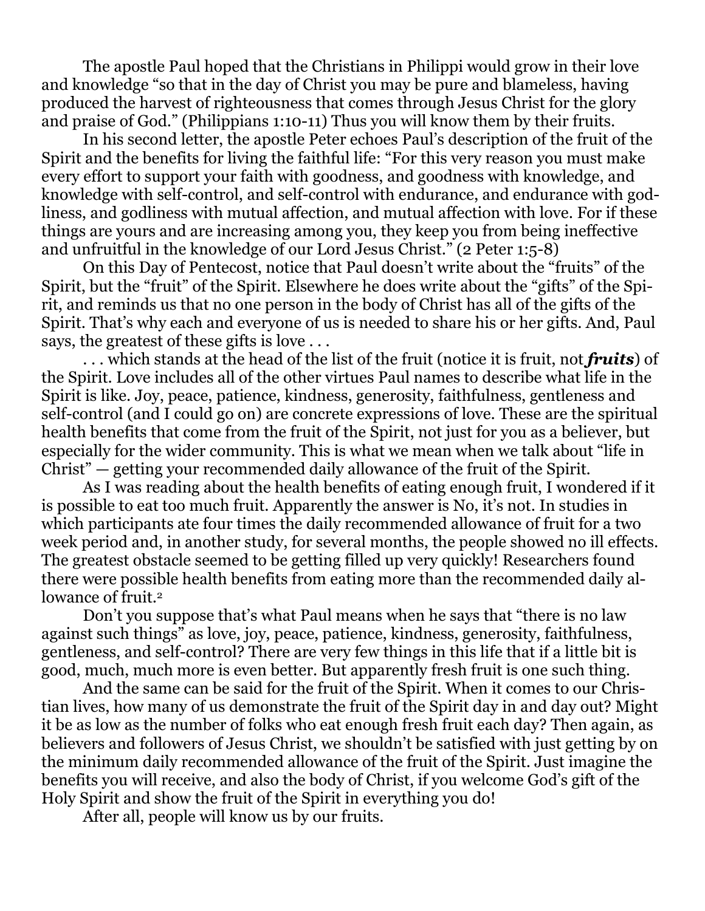The apostle Paul hoped that the Christians in Philippi would grow in their love and knowledge "so that in the day of Christ you may be pure and blameless, having produced the harvest of righteousness that comes through Jesus Christ for the glory and praise of God." (Philippians 1:10-11) Thus you will know them by their fruits.

In his second letter, the apostle Peter echoes Paul's description of the fruit of the Spirit and the benefits for living the faithful life: "For this very reason you must make every effort to support your faith with goodness, and goodness with knowledge, and knowledge with self-control, and self-control with endurance, and endurance with godliness, and godliness with mutual affection, and mutual affection with love. For if these things are yours and are increasing among you, they keep you from being ineffective and unfruitful in the knowledge of our Lord Jesus Christ." (2 Peter 1:5-8)

On this Day of Pentecost, notice that Paul doesn't write about the "fruits" of the Spirit, but the "fruit" of the Spirit. Elsewhere he does write about the "gifts" of the Spirit, and reminds us that no one person in the body of Christ has all of the gifts of the Spirit. That's why each and everyone of us is needed to share his or her gifts. And, Paul says, the greatest of these gifts is love . . .

. . . which stands at the head of the list of the fruit (notice it is fruit, not ***fruits***) of the Spirit. Love includes all of the other virtues Paul names to describe what life in the Spirit is like. Joy, peace, patience, kindness, generosity, faithfulness, gentleness and self-control (and I could go on) are concrete expressions of love. These are the spiritual health benefits that come from the fruit of the Spirit, not just for you as a believer, but especially for the wider community. This is what we mean when we talk about "life in Christ" — getting your recommended daily allowance of the fruit of the Spirit.

As I was reading about the health benefits of eating enough fruit, I wondered if it is possible to eat too much fruit. Apparently the answer is No, it's not. In studies in which participants ate four times the daily recommended allowance of fruit for a two week period and, in another study, for several months, the people showed no ill effects. The greatest obstacle seemed to be getting filled up very quickly! Researchers found there were possible health benefits from eating more than the recommended daily allowance of fruit.[2]

Don't you suppose that's what Paul means when he says that "there is no law against such things" as love, joy, peace, patience, kindness, generosity, faithfulness, gentleness, and self-control? There are very few things in this life that if a little bit is good, much, much more is even better. But apparently fresh fruit is one such thing.

And the same can be said for the fruit of the Spirit. When it comes to our Christian lives, how many of us demonstrate the fruit of the Spirit day in and day out? Might it be as low as the number of folks who eat enough fresh fruit each day? Then again, as believers and followers of Jesus Christ, we shouldn't be satisfied with just getting by on the minimum daily recommended allowance of the fruit of the Spirit. Just imagine the benefits you will receive, and also the body of Christ, if you welcome God's gift of the Holy Spirit and show the fruit of the Spirit in everything you do!

After all, people will know us by our fruits.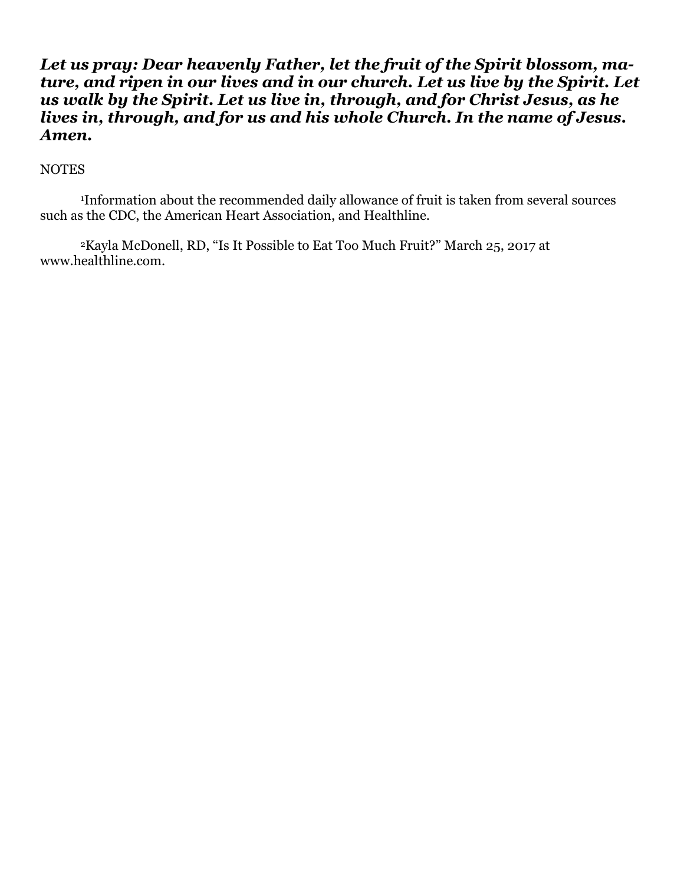***Let us pray: Dear heavenly Father, let the fruit of the Spirit blossom, mature, and ripen in our lives and in our church. Let us live by the Spirit. Let us walk by the Spirit. Let us live in, through, and for Christ Jesus, as he lives in, through, and for us and his whole Church. In the name of Jesus. Amen.***

NOTES

[1]Information about the recommended daily allowance of fruit is taken from several sources such as the CDC, the American Heart Association, and Healthline.

[2]Kayla McDonell, RD, "Is It Possible to Eat Too Much Fruit?" March 25, 2017 at www.healthline.com.